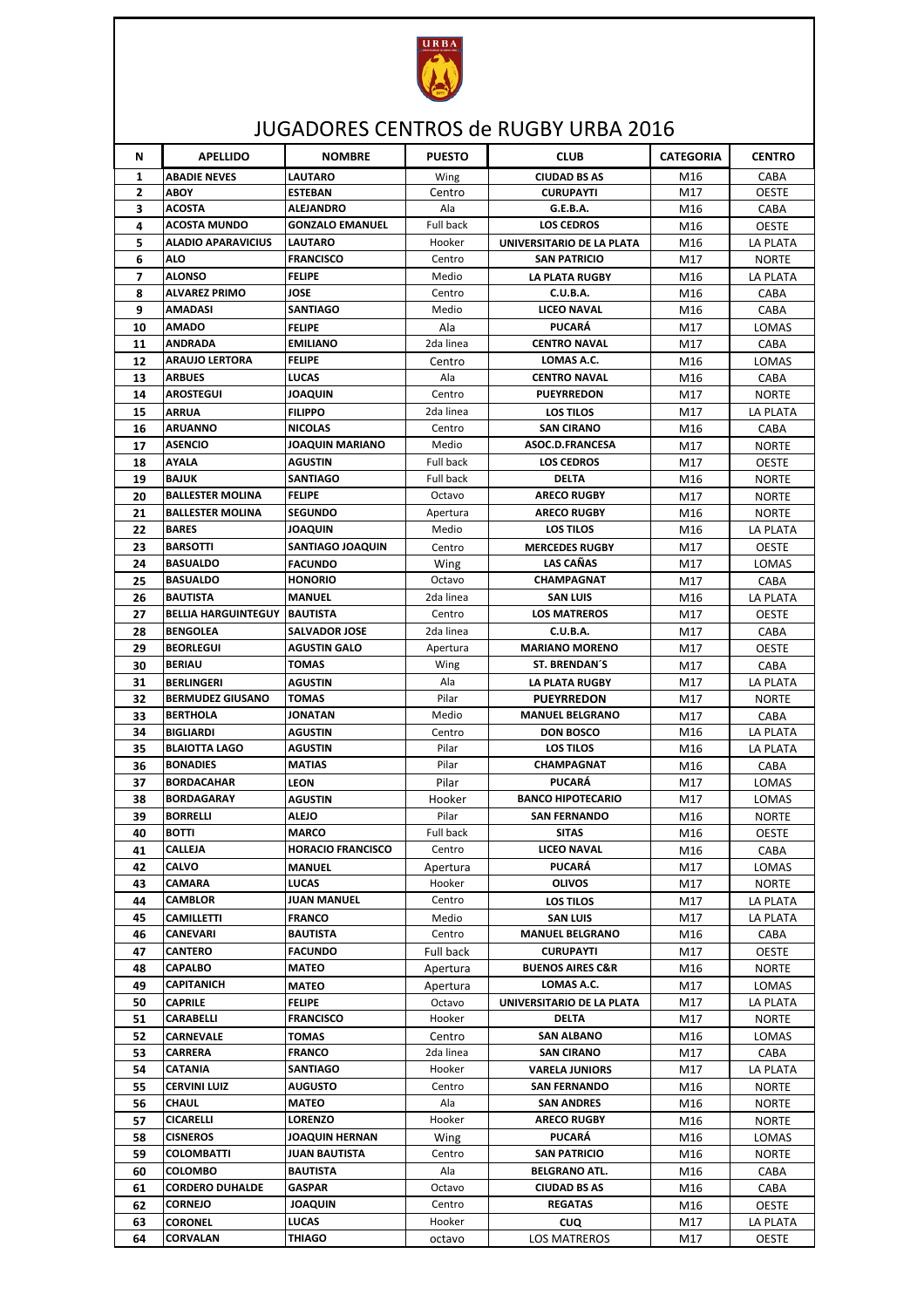# JUGADORES CENTROS de RUGBY URBA 2016

| N | APELLIDO | NOMBRE | PUESTO | CLUB | CATEGORIA | CENTRO |
|---|---|---|---|---|---|---|
| 1 | ABADIE NEVES | LAUTARO | Wing | CIUDAD BS AS | M16 | CABA |
| 2 | ABOY | ESTEBAN | Centro | CURUPAYTI | M17 | OESTE |
| 3 | ACOSTA | ALEJANDRO | Ala | G.E.B.A. | M16 | CABA |
| 4 | ACOSTA MUNDO | GONZALO EMANUEL | Full back | LOS CEDROS | M16 | OESTE |
| 5 | ALADIO APARAVICIUS | LAUTARO | Hooker | UNIVERSITARIO DE LA PLATA | M16 | LA PLATA |
| 6 | ALO | FRANCISCO | Centro | SAN PATRICIO | M17 | NORTE |
| 7 | ALONSO | FELIPE | Medio | LA PLATA RUGBY | M16 | LA PLATA |
| 8 | ALVAREZ PRIMO | JOSE | Centro | C.U.B.A. | M16 | CABA |
| 9 | AMADASI | SANTIAGO | Medio | LICEO NAVAL | M16 | CABA |
| 10 | AMADO | FELIPE | Ala | PUCARÁ | M17 | LOMAS |
| 11 | ANDRADA | EMILIANO | 2da linea | CENTRO NAVAL | M17 | CABA |
| 12 | ARAUJO LERTORA | FELIPE | Centro | LOMAS A.C. | M16 | LOMAS |
| 13 | ARBUES | LUCAS | Ala | CENTRO NAVAL | M16 | CABA |
| 14 | AROSTEGUI | JOAQUIN | Centro | PUEYRREDON | M17 | NORTE |
| 15 | ARRUA | FILIPPO | 2da linea | LOS TILOS | M17 | LA PLATA |
| 16 | ARUANNO | NICOLAS | Centro | SAN CIRANO | M16 | CABA |
| 17 | ASENCIO | JOAQUIN MARIANO | Medio | ASOC.D.FRANCESA | M17 | NORTE |
| 18 | AYALA | AGUSTIN | Full back | LOS CEDROS | M17 | OESTE |
| 19 | BAJUK | SANTIAGO | Full back | DELTA | M16 | NORTE |
| 20 | BALLESTER MOLINA | FELIPE | Octavo | ARECO RUGBY | M17 | NORTE |
| 21 | BALLESTER MOLINA | SEGUNDO | Apertura | ARECO RUGBY | M16 | NORTE |
| 22 | BARES | JOAQUIN | Medio | LOS TILOS | M16 | LA PLATA |
| 23 | BARSOTTI | SANTIAGO JOAQUIN | Centro | MERCEDES RUGBY | M17 | OESTE |
| 24 | BASUALDO | FACUNDO | Wing | LAS CAÑAS | M17 | LOMAS |
| 25 | BASUALDO | HONORIO | Octavo | CHAMPAGNAT | M17 | CABA |
| 26 | BAUTISTA | MANUEL | 2da linea | SAN LUIS | M16 | LA PLATA |
| 27 | BELLIA HARGUINTEGUY | BAUTISTA | Centro | LOS MATREROS | M17 | OESTE |
| 28 | BENGOLEA | SALVADOR JOSE | 2da linea | C.U.B.A. | M17 | CABA |
| 29 | BEORLEGUI | AGUSTIN GALO | Apertura | MARIANO MORENO | M17 | OESTE |
| 30 | BERIAU | TOMAS | Wing | ST. BRENDAN´S | M17 | CABA |
| 31 | BERLINGERI | AGUSTIN | Ala | LA PLATA RUGBY | M17 | LA PLATA |
| 32 | BERMUDEZ GIUSANO | TOMAS | Pilar | PUEYRREDON | M17 | NORTE |
| 33 | BERTHOLA | JONATAN | Medio | MANUEL BELGRANO | M17 | CABA |
| 34 | BIGLIARDI | AGUSTIN | Centro | DON BOSCO | M16 | LA PLATA |
| 35 | BLAIOTTA LAGO | AGUSTIN | Pilar | LOS TILOS | M16 | LA PLATA |
| 36 | BONADIES | MATIAS | Pilar | CHAMPAGNAT | M16 | CABA |
| 37 | BORDACAHAR | LEON | Pilar | PUCARÁ | M17 | LOMAS |
| 38 | BORDAGARAY | AGUSTIN | Hooker | BANCO HIPOTECARIO | M17 | LOMAS |
| 39 | BORRELLI | ALEJO | Pilar | SAN FERNANDO | M16 | NORTE |
| 40 | BOTTI | MARCO | Full back | SITAS | M16 | OESTE |
| 41 | CALLEJA | HORACIO FRANCISCO | Centro | LICEO NAVAL | M16 | CABA |
| 42 | CALVO | MANUEL | Apertura | PUCARÁ | M17 | LOMAS |
| 43 | CAMARA | LUCAS | Hooker | OLIVOS | M17 | NORTE |
| 44 | CAMBLOR | JUAN MANUEL | Centro | LOS TILOS | M17 | LA PLATA |
| 45 | CAMILLETTI | FRANCO | Medio | SAN LUIS | M17 | LA PLATA |
| 46 | CANEVARI | BAUTISTA | Centro | MANUEL BELGRANO | M16 | CABA |
| 47 | CANTERO | FACUNDO | Full back | CURUPAYTI | M17 | OESTE |
| 48 | CAPALBO | MATEO | Apertura | BUENOS AIRES C&R | M16 | NORTE |
| 49 | CAPITANICH | MATEO | Apertura | LOMAS A.C. | M17 | LOMAS |
| 50 | CAPRILE | FELIPE | Octavo | UNIVERSITARIO DE LA PLATA | M17 | LA PLATA |
| 51 | CARABELLI | FRANCISCO | Hooker | DELTA | M17 | NORTE |
| 52 | CARNEVALE | TOMAS | Centro | SAN ALBANO | M16 | LOMAS |
| 53 | CARRERA | FRANCO | 2da linea | SAN CIRANO | M17 | CABA |
| 54 | CATANIA | SANTIAGO | Hooker | VARELA JUNIORS | M17 | LA PLATA |
| 55 | CERVINI LUIZ | AUGUSTO | Centro | SAN FERNANDO | M16 | NORTE |
| 56 | CHAUL | MATEO | Ala | SAN ANDRES | M16 | NORTE |
| 57 | CICARELLI | LORENZO | Hooker | ARECO RUGBY | M16 | NORTE |
| 58 | CISNEROS | JOAQUIN HERNAN | Wing | PUCARÁ | M16 | LOMAS |
| 59 | COLOMBATTI | JUAN BAUTISTA | Centro | SAN PATRICIO | M16 | NORTE |
| 60 | COLOMBO | BAUTISTA | Ala | BELGRANO ATL. | M16 | CABA |
| 61 | CORDERO DUHALDE | GASPAR | Octavo | CIUDAD BS AS | M16 | CABA |
| 62 | CORNEJO | JOAQUIN | Centro | REGATAS | M16 | OESTE |
| 63 | CORONEL | LUCAS | Hooker | CUQ | M17 | LA PLATA |
| 64 | CORVALAN | THIAGO | octavo | LOS MATREROS | M17 | OESTE |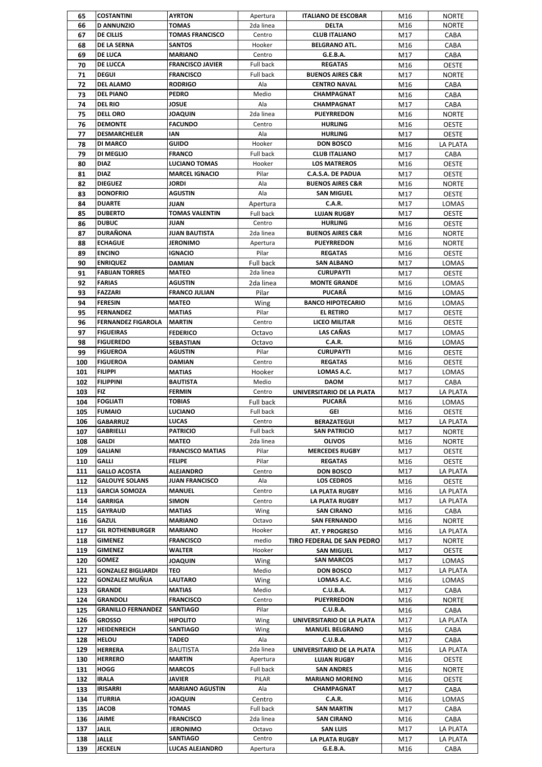| | | | | | | |
|---|---|---|---|---|---|---|
| 65 | COSTANTINI | AYRTON | Apertura | ITALIANO DE ESCOBAR | M16 | NORTE |
| 66 | D ANNUNZIO | TOMAS | 2da linea | DELTA | M16 | NORTE |
| 67 | DE CILLIS | TOMAS FRANCISCO | Centro | CLUB ITALIANO | M17 | CABA |
| 68 | DE LA SERNA | SANTOS | Hooker | BELGRANO ATL. | M16 | CABA |
| 69 | DE LUCA | MARIANO | Centro | G.E.B.A. | M17 | CABA |
| 70 | DE LUCCA | FRANCISCO JAVIER | Full back | REGATAS | M16 | OESTE |
| 71 | DEGUI | FRANCISCO | Full back | BUENOS AIRES C&R | M17 | NORTE |
| 72 | DEL ALAMO | RODRIGO | Ala | CENTRO NAVAL | M16 | CABA |
| 73 | DEL PIANO | PEDRO | Medio | CHAMPAGNAT | M16 | CABA |
| 74 | DEL RIO | JOSUE | Ala | CHAMPAGNAT | M17 | CABA |
| 75 | DELL ORO | JOAQUIN | 2da linea | PUEYRREDON | M16 | NORTE |
| 76 | DEMONTE | FACUNDO | Centro | HURLING | M16 | OESTE |
| 77 | DESMARCHELER | IAN | Ala | HURLING | M17 | OESTE |
| 78 | DI MARCO | GUIDO | Hooker | DON BOSCO | M16 | LA PLATA |
| 79 | DI MEGLIO | FRANCO | Full back | CLUB ITALIANO | M17 | CABA |
| 80 | DIAZ | LUCIANO TOMAS | Hooker | LOS MATREROS | M16 | OESTE |
| 81 | DIAZ | MARCEL IGNACIO | Pilar | C.A.S.A. DE PADUA | M17 | OESTE |
| 82 | DIEGUEZ | JORDI | Ala | BUENOS AIRES C&R | M16 | NORTE |
| 83 | DONOFRIO | AGUSTIN | Ala | SAN MIGUEL | M17 | OESTE |
| 84 | DUARTE | JUAN | Apertura | C.A.R. | M17 | LOMAS |
| 85 | DUBERTO | TOMAS VALENTIN | Full back | LUJAN RUGBY | M17 | OESTE |
| 86 | DUBUC | JUAN | Centro | HURLING | M16 | OESTE |
| 87 | DURAÑONA | JUAN BAUTISTA | 2da linea | BUENOS AIRES C&R | M16 | NORTE |
| 88 | ECHAGUE | JERONIMO | Apertura | PUEYRREDON | M16 | NORTE |
| 89 | ENCINO | IGNACIO | Pilar | REGATAS | M16 | OESTE |
| 90 | ENRIQUEZ | DAMIAN | Full back | SAN ALBANO | M17 | LOMAS |
| 91 | FABIJAN TORRES | MATEO | 2da linea | CURUPAYTI | M17 | OESTE |
| 92 | FARIAS | AGUSTIN | 2da linea | MONTE GRANDE | M16 | LOMAS |
| 93 | FAZZARI | FRANCO JULIAN | Pilar | PUCARÁ | M16 | LOMAS |
| 94 | FERESIN | MATEO | Wing | BANCO HIPOTECARIO | M16 | LOMAS |
| 95 | FERNANDEZ | MATIAS | Pilar | EL RETIRO | M17 | OESTE |
| 96 | FERNANDEZ FIGAROLA | MARTIN | Centro | LICEO MILITAR | M16 | OESTE |
| 97 | FIGUEIRAS | FEDERICO | Octavo | LAS CAÑAS | M17 | LOMAS |
| 98 | FIGUEREDO | SEBASTIAN | Octavo | C.A.R. | M16 | LOMAS |
| 99 | FIGUEROA | AGUSTIN | Pilar | CURUPAYTI | M16 | OESTE |
| 100 | FIGUEROA | DAMIAN | Centro | REGATAS | M16 | OESTE |
| 101 | FILIPPI | MATIAS | Hooker | LOMAS A.C. | M17 | LOMAS |
| 102 | FILIPPINI | BAUTISTA | Medio | DAOM | M17 | CABA |
| 103 | FIZ | FERMIN | Centro | UNIVERSITARIO DE LA PLATA | M17 | LA PLATA |
| 104 | FOGLIATI | TOBIAS | Full back | PUCARÁ | M16 | LOMAS |
| 105 | FUMAIO | LUCIANO | Full back | GEI | M16 | OESTE |
| 106 | GABARRUZ | LUCAS | Centro | BERAZATEGUI | M17 | LA PLATA |
| 107 | GABRIELLI | PATRICIO | Full back | SAN PATRICIO | M17 | NORTE |
| 108 | GALDI | MATEO | 2da linea | OLIVOS | M16 | NORTE |
| 109 | GALIANI | FRANCISCO MATIAS | Pilar | MERCEDES RUGBY | M17 | OESTE |
| 110 | GALLI | FELIPE | Pilar | REGATAS | M16 | OESTE |
| 111 | GALLO ACOSTA | ALEJANDRO | Centro | DON BOSCO | M17 | LA PLATA |
| 112 | GALOUYE SOLANS | JUAN FRANCISCO | Ala | LOS CEDROS | M16 | OESTE |
| 113 | GARCIA SOMOZA | MANUEL | Centro | LA PLATA RUGBY | M16 | LA PLATA |
| 114 | GARRIGA | SIMON | Centro | LA PLATA RUGBY | M17 | LA PLATA |
| 115 | GAYRAUD | MATIAS | Wing | SAN CIRANO | M16 | CABA |
| 116 | GAZUL | MARIANO | Octavo | SAN FERNANDO | M16 | NORTE |
| 117 | GIL ROTHENBURGER | MARIANO | Hooker | AT. Y PROGRESO | M16 | LA PLATA |
| 118 | GIMENEZ | FRANCISCO | medio | TIRO FEDERAL DE SAN PEDRO | M17 | NORTE |
| 119 | GIMENEZ | WALTER | Hooker | SAN MIGUEL | M17 | OESTE |
| 120 | GOMEZ | JOAQUIN | Wing | SAN MARCOS | M17 | LOMAS |
| 121 | GONZALEZ BIGLIARDI | TEO | Medio | DON BOSCO | M17 | LA PLATA |
| 122 | GONZALEZ MUÑUA | LAUTARO | Wing | LOMAS A.C. | M16 | LOMAS |
| 123 | GRANDE | MATIAS | Medio | C.U.B.A. | M17 | CABA |
| 124 | GRANDOLI | FRANCISCO | Centro | PUEYRREDON | M16 | NORTE |
| 125 | GRANILLO FERNANDEZ | SANTIAGO | Pilar | C.U.B.A. | M16 | CABA |
| 126 | GROSSO | HIPOLITO | Wing | UNIVERSITARIO DE LA PLATA | M17 | LA PLATA |
| 127 | HEIDENREICH | SANTIAGO | Wing | MANUEL BELGRANO | M16 | CABA |
| 128 | HELOU | TADEO | Ala | C.U.B.A. | M17 | CABA |
| 129 | HERRERA | BAUTISTA | 2da linea | UNIVERSITARIO DE LA PLATA | M16 | LA PLATA |
| 130 | HERRERO | MARTIN | Apertura | LUJAN RUGBY | M16 | OESTE |
| 131 | HOGG | MARCOS | Full back | SAN ANDRES | M16 | NORTE |
| 132 | IRALA | JAVIER | PILAR | MARIANO MORENO | M16 | OESTE |
| 133 | IRISARRI | MARIANO AGUSTIN | Ala | CHAMPAGNAT | M17 | CABA |
| 134 | ITURRIA | JOAQUIN | Centro | C.A.R. | M16 | LOMAS |
| 135 | JACOB | TOMAS | Full back | SAN MARTIN | M17 | CABA |
| 136 | JAIME | FRANCISCO | 2da linea | SAN CIRANO | M16 | CABA |
| 137 | JALIL | JERONIMO | Octavo | SAN LUIS | M17 | LA PLATA |
| 138 | JALLE | SANTIAGO | Centro | LA PLATA RUGBY | M17 | LA PLATA |
| 139 | JECKELN | LUCAS ALEJANDRO | Apertura | G.E.B.A. | M16 | CABA |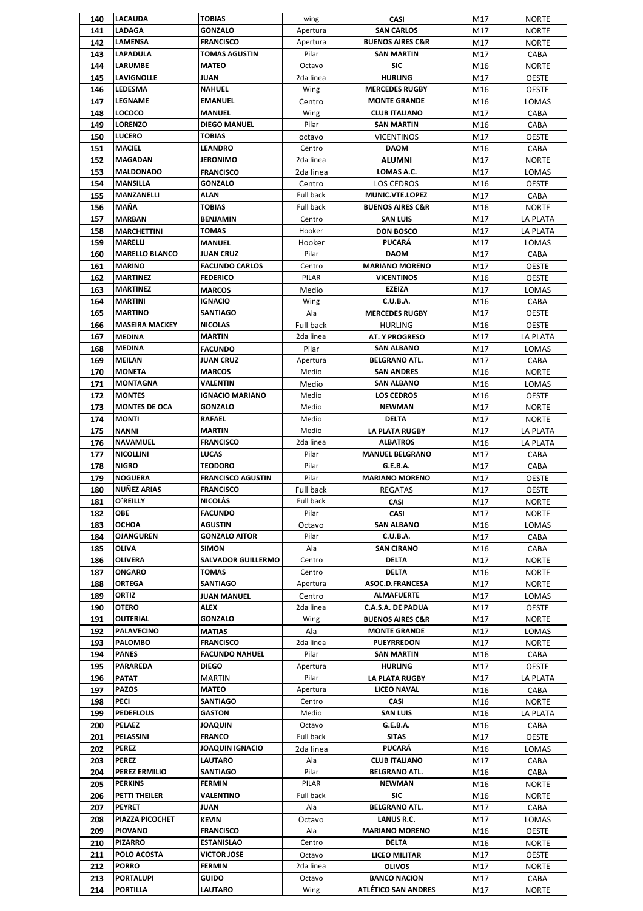| 140 | LACAUDA | TOBIAS | wing | CASI | M17 | NORTE |
|---|---|---|---|---|---|---|
| 141 | LADAGA | GONZALO | Apertura | SAN CARLOS | M17 | NORTE |
| 142 | LAMENSA | FRANCISCO | Apertura | BUENOS AIRES C&R | M17 | NORTE |
| 143 | LAPADULA | TOMAS AGUSTIN | Pilar | SAN MARTIN | M17 | CABA |
| 144 | LARUMBE | MATEO | Octavo | SIC | M16 | NORTE |
| 145 | LAVIGNOLLE | JUAN | 2da linea | HURLING | M17 | OESTE |
| 146 | LEDESMA | NAHUEL | Wing | MERCEDES RUGBY | M16 | OESTE |
| 147 | LEGNAME | EMANUEL | Centro | MONTE GRANDE | M16 | LOMAS |
| 148 | LOCOCO | MANUEL | Wing | CLUB ITALIANO | M17 | CABA |
| 149 | LORENZO | DIEGO MANUEL | Pilar | SAN MARTIN | M16 | CABA |
| 150 | LUCERO | TOBIAS | octavo | VICENTINOS | M17 | OESTE |
| 151 | MACIEL | LEANDRO | Centro | DAOM | M16 | CABA |
| 152 | MAGADAN | JERONIMO | 2da linea | ALUMNI | M17 | NORTE |
| 153 | MALDONADO | FRANCISCO | 2da linea | LOMAS A.C. | M17 | LOMAS |
| 154 | MANSILLA | GONZALO | Centro | LOS CEDROS | M16 | OESTE |
| 155 | MANZANELLI | ALAN | Full back | MUNIC.VTE.LOPEZ | M17 | CABA |
| 156 | MAÑA | TOBIAS | Full back | BUENOS AIRES C&R | M16 | NORTE |
| 157 | MARBAN | BENJAMIN | Centro | SAN LUIS | M17 | LA PLATA |
| 158 | MARCHETTINI | TOMAS | Hooker | DON BOSCO | M17 | LA PLATA |
| 159 | MARELLI | MANUEL | Hooker | PUCARÁ | M17 | LOMAS |
| 160 | MARELLO BLANCO | JUAN CRUZ | Pilar | DAOM | M17 | CABA |
| 161 | MARINO | FACUNDO CARLOS | Centro | MARIANO MORENO | M17 | OESTE |
| 162 | MARTINEZ | FEDERICO | PILAR | VICENTINOS | M16 | OESTE |
| 163 | MARTINEZ | MARCOS | Medio | EZEIZA | M17 | LOMAS |
| 164 | MARTINI | IGNACIO | Wing | C.U.B.A. | M16 | CABA |
| 165 | MARTINO | SANTIAGO | Ala | MERCEDES RUGBY | M17 | OESTE |
| 166 | MASEIRA MACKEY | NICOLAS | Full back | HURLING | M16 | OESTE |
| 167 | MEDINA | MARTIN | 2da linea | AT. Y PROGRESO | M17 | LA PLATA |
| 168 | MEDINA | FACUNDO | Pilar | SAN ALBANO | M17 | LOMAS |
| 169 | MEILAN | JUAN CRUZ | Apertura | BELGRANO ATL. | M17 | CABA |
| 170 | MONETA | MARCOS | Medio | SAN ANDRES | M16 | NORTE |
| 171 | MONTAGNA | VALENTIN | Medio | SAN ALBANO | M16 | LOMAS |
| 172 | MONTES | IGNACIO MARIANO | Medio | LOS CEDROS | M16 | OESTE |
| 173 | MONTES DE OCA | GONZALO | Medio | NEWMAN | M17 | NORTE |
| 174 | MONTI | RAFAEL | Medio | DELTA | M17 | NORTE |
| 175 | NANNI | MARTIN | Medio | LA PLATA RUGBY | M17 | LA PLATA |
| 176 | NAVAMUEL | FRANCISCO | 2da linea | ALBATROS | M16 | LA PLATA |
| 177 | NICOLLINI | LUCAS | Pilar | MANUEL BELGRANO | M17 | CABA |
| 178 | NIGRO | TEODORO | Pilar | G.E.B.A. | M17 | CABA |
| 179 | NOGUERA | FRANCISCO AGUSTIN | Pilar | MARIANO MORENO | M17 | OESTE |
| 180 | NUÑEZ ARIAS | FRANCISCO | Full back | REGATAS | M17 | OESTE |
| 181 | O´REILLY | NICOLÁS | Full back | CASI | M17 | NORTE |
| 182 | OBE | FACUNDO | Pilar | CASI | M17 | NORTE |
| 183 | OCHOA | AGUSTIN | Octavo | SAN ALBANO | M16 | LOMAS |
| 184 | OJANGUREN | GONZALO AITOR | Pilar | C.U.B.A. | M17 | CABA |
| 185 | OLIVA | SIMON | Ala | SAN CIRANO | M16 | CABA |
| 186 | OLIVERA | SALVADOR GUILLERMO | Centro | DELTA | M17 | NORTE |
| 187 | ONGARO | TOMAS | Centro | DELTA | M16 | NORTE |
| 188 | ORTEGA | SANTIAGO | Apertura | ASOC.D.FRANCESA | M17 | NORTE |
| 189 | ORTIZ | JUAN MANUEL | Centro | ALMAFUERTE | M17 | LOMAS |
| 190 | OTERO | ALEX | 2da linea | C.A.S.A. DE PADUA | M17 | OESTE |
| 191 | OUTERIAL | GONZALO | Wing | BUENOS AIRES C&R | M17 | NORTE |
| 192 | PALAVECINO | MATIAS | Ala | MONTE GRANDE | M17 | LOMAS |
| 193 | PALOMBO | FRANCISCO | 2da linea | PUEYRREDON | M17 | NORTE |
| 194 | PANES | FACUNDO NAHUEL | Pilar | SAN MARTIN | M16 | CABA |
| 195 | PARAREDA | DIEGO | Apertura | HURLING | M17 | OESTE |
| 196 | PATAT | MARTIN | Pilar | LA PLATA RUGBY | M17 | LA PLATA |
| 197 | PAZOS | MATEO | Apertura | LICEO NAVAL | M16 | CABA |
| 198 | PECI | SANTIAGO | Centro | CASI | M16 | NORTE |
| 199 | PEDEFLOUS | GASTON | Medio | SAN LUIS | M16 | LA PLATA |
| 200 | PELAEZ | JOAQUIN | Octavo | G.E.B.A. | M16 | CABA |
| 201 | PELASSINI | FRANCO | Full back | SITAS | M17 | OESTE |
| 202 | PEREZ | JOAQUIN IGNACIO | 2da linea | PUCARÁ | M16 | LOMAS |
| 203 | PEREZ | LAUTARO | Ala | CLUB ITALIANO | M17 | CABA |
| 204 | PEREZ ERMILIO | SANTIAGO | Pilar | BELGRANO ATL. | M16 | CABA |
| 205 | PERKINS | FERMIN | PILAR | NEWMAN | M16 | NORTE |
| 206 | PETTI THEILER | VALENTINO | Full back | SIC | M16 | NORTE |
| 207 | PEYRET | JUAN | Ala | BELGRANO ATL. | M17 | CABA |
| 208 | PIAZZA PICOCHET | KEVIN | Octavo | LANUS R.C. | M17 | LOMAS |
| 209 | PIOVANO | FRANCISCO | Ala | MARIANO MORENO | M16 | OESTE |
| 210 | PIZARRO | ESTANISLAO | Centro | DELTA | M16 | NORTE |
| 211 | POLO ACOSTA | VICTOR JOSE | Octavo | LICEO MILITAR | M17 | OESTE |
| 212 | PORRO | FERMIN | 2da linea | OLIVOS | M17 | NORTE |
| 213 | PORTALUPI | GUIDO | Octavo | BANCO NACION | M17 | CABA |
| 214 | PORTILLA | LAUTARO | Wing | ATLÉTICO SAN ANDRES | M17 | NORTE |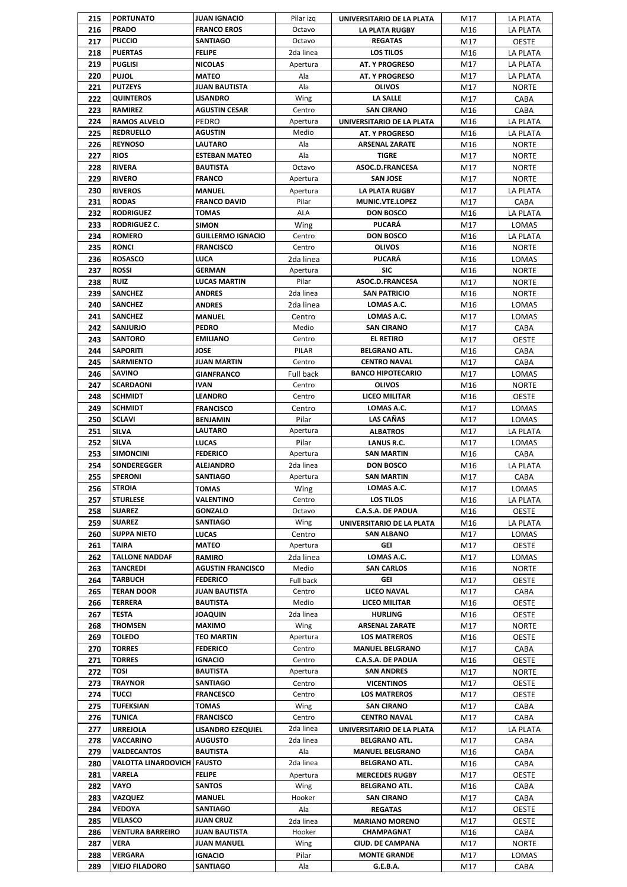| 215 | PORTUNATO | JUAN IGNACIO | Pilar izq | UNIVERSITARIO DE LA PLATA | M17 | LA PLATA |
|---|---|---|---|---|---|---|
| 216 | PRADO | FRANCO EROS | Octavo | LA PLATA RUGBY | M16 | LA PLATA |
| 217 | PUCCIO | SANTIAGO | Octavo | REGATAS | M17 | OESTE |
| 218 | PUERTAS | FELIPE | 2da linea | LOS TILOS | M16 | LA PLATA |
| 219 | PUGLISI | NICOLAS | Apertura | AT. Y PROGRESO | M17 | LA PLATA |
| 220 | PUJOL | MATEO | Ala | AT. Y PROGRESO | M17 | LA PLATA |
| 221 | PUTZEYS | JUAN BAUTISTA | Ala | OLIVOS | M17 | NORTE |
| 222 | QUINTEROS | LISANDRO | Wing | LA SALLE | M17 | CABA |
| 223 | RAMIREZ | AGUSTIN CESAR | Centro | SAN CIRANO | M16 | CABA |
| 224 | RAMOS ALVELO | PEDRO | Apertura | UNIVERSITARIO DE LA PLATA | M16 | LA PLATA |
| 225 | REDRUELLO | AGUSTIN | Medio | AT. Y PROGRESO | M16 | LA PLATA |
| 226 | REYNOSO | LAUTARO | Ala | ARSENAL ZARATE | M16 | NORTE |
| 227 | RIOS | ESTEBAN MATEO | Ala | TIGRE | M17 | NORTE |
| 228 | RIVERA | BAUTISTA | Octavo | ASOC.D.FRANCESA | M17 | NORTE |
| 229 | RIVERO | FRANCO | Apertura | SAN JOSE | M17 | NORTE |
| 230 | RIVEROS | MANUEL | Apertura | LA PLATA RUGBY | M17 | LA PLATA |
| 231 | RODAS | FRANCO DAVID | Pilar | MUNIC.VTE.LOPEZ | M17 | CABA |
| 232 | RODRIGUEZ | TOMAS | ALA | DON BOSCO | M16 | LA PLATA |
| 233 | RODRIGUEZ C. | SIMON | Wing | PUCARÁ | M17 | LOMAS |
| 234 | ROMERO | GUILLERMO IGNACIO | Centro | DON BOSCO | M16 | LA PLATA |
| 235 | RONCI | FRANCISCO | Centro | OLIVOS | M16 | NORTE |
| 236 | ROSASCO | LUCA | 2da linea | PUCARÁ | M16 | LOMAS |
| 237 | ROSSI | GERMAN | Apertura | SIC | M16 | NORTE |
| 238 | RUIZ | LUCAS MARTIN | Pilar | ASOC.D.FRANCESA | M17 | NORTE |
| 239 | SANCHEZ | ANDRES | 2da linea | SAN PATRICIO | M16 | NORTE |
| 240 | SANCHEZ | ANDRES | 2da linea | LOMAS A.C. | M16 | LOMAS |
| 241 | SANCHEZ | MANUEL | Centro | LOMAS A.C. | M17 | LOMAS |
| 242 | SANJURJO | PEDRO | Medio | SAN CIRANO | M17 | CABA |
| 243 | SANTORO | EMILIANO | Centro | EL RETIRO | M17 | OESTE |
| 244 | SAPORITI | JOSE | PILAR | BELGRANO ATL. | M16 | CABA |
| 245 | SARMIENTO | JUAN MARTIN | Centro | CENTRO NAVAL | M17 | CABA |
| 246 | SAVINO | GIANFRANCO | Full back | BANCO HIPOTECARIO | M17 | LOMAS |
| 247 | SCARDAONI | IVAN | Centro | OLIVOS | M16 | NORTE |
| 248 | SCHMIDT | LEANDRO | Centro | LICEO MILITAR | M16 | OESTE |
| 249 | SCHMIDT | FRANCISCO | Centro | LOMAS A.C. | M17 | LOMAS |
| 250 | SCLAVI | BENJAMIN | Pilar | LAS CAÑAS | M17 | LOMAS |
| 251 | SILVA | LAUTARO | Apertura | ALBATROS | M17 | LA PLATA |
| 252 | SILVA | LUCAS | Pilar | LANUS R.C. | M17 | LOMAS |
| 253 | SIMONCINI | FEDERICO | Apertura | SAN MARTIN | M16 | CABA |
| 254 | SONDEREGGER | ALEJANDRO | 2da linea | DON BOSCO | M16 | LA PLATA |
| 255 | SPERONI | SANTIAGO | Apertura | SAN MARTIN | M17 | CABA |
| 256 | STROIA | TOMAS | Wing | LOMAS A.C. | M17 | LOMAS |
| 257 | STURLESE | VALENTINO | Centro | LOS TILOS | M16 | LA PLATA |
| 258 | SUAREZ | GONZALO | Octavo | C.A.S.A. DE PADUA | M16 | OESTE |
| 259 | SUAREZ | SANTIAGO | Wing | UNIVERSITARIO DE LA PLATA | M16 | LA PLATA |
| 260 | SUPPA NIETO | LUCAS | Centro | SAN ALBANO | M17 | LOMAS |
| 261 | TAIRA | MATEO | Apertura | GEI | M17 | OESTE |
| 262 | TALLONE NADDAF | RAMIRO | 2da linea | LOMAS A.C. | M17 | LOMAS |
| 263 | TANCREDI | AGUSTIN FRANCISCO | Medio | SAN CARLOS | M16 | NORTE |
| 264 | TARBUCH | FEDERICO | Full back | GEI | M17 | OESTE |
| 265 | TERAN DOOR | JUAN BAUTISTA | Centro | LICEO NAVAL | M17 | CABA |
| 266 | TERRERA | BAUTISTA | Medio | LICEO MILITAR | M16 | OESTE |
| 267 | TESTA | JOAQUIN | 2da linea | HURLING | M16 | OESTE |
| 268 | THOMSEN | MAXIMO | Wing | ARSENAL ZARATE | M17 | NORTE |
| 269 | TOLEDO | TEO MARTIN | Apertura | LOS MATREROS | M16 | OESTE |
| 270 | TORRES | FEDERICO | Centro | MANUEL BELGRANO | M17 | CABA |
| 271 | TORRES | IGNACIO | Centro | C.A.S.A. DE PADUA | M16 | OESTE |
| 272 | TOSI | BAUTISTA | Apertura | SAN ANDRES | M17 | NORTE |
| 273 | TRAYNOR | SANTIAGO | Centro | VICENTINOS | M17 | OESTE |
| 274 | TUCCI | FRANCESCO | Centro | LOS MATREROS | M17 | OESTE |
| 275 | TUFEKSIAN | TOMAS | Wing | SAN CIRANO | M17 | CABA |
| 276 | TUNICA | FRANCISCO | Centro | CENTRO NAVAL | M17 | CABA |
| 277 | URREJOLA | LISANDRO EZEQUIEL | 2da linea | UNIVERSITARIO DE LA PLATA | M17 | LA PLATA |
| 278 | VACCARINO | AUGUSTO | 2da linea | BELGRANO ATL. | M17 | CABA |
| 279 | VALDECANTOS | BAUTISTA | Ala | MANUEL BELGRANO | M16 | CABA |
| 280 | VALOTTA LINARDOVICH | FAUSTO | 2da linea | BELGRANO ATL. | M16 | CABA |
| 281 | VARELA | FELIPE | Apertura | MERCEDES RUGBY | M17 | OESTE |
| 282 | VAYO | SANTOS | Wing | BELGRANO ATL. | M16 | CABA |
| 283 | VAZQUEZ | MANUEL | Hooker | SAN CIRANO | M17 | CABA |
| 284 | VEDOYA | SANTIAGO | Ala | REGATAS | M17 | OESTE |
| 285 | VELASCO | JUAN CRUZ | 2da linea | MARIANO MORENO | M17 | OESTE |
| 286 | VENTURA BARREIRO | JUAN BAUTISTA | Hooker | CHAMPAGNAT | M16 | CABA |
| 287 | VERA | JUAN MANUEL | Wing | CIUD. DE CAMPANA | M17 | NORTE |
| 288 | VERGARA | IGNACIO | Pilar | MONTE GRANDE | M17 | LOMAS |
| 289 | VIEJO FILADORO | SANTIAGO | Ala | G.E.B.A. | M17 | CABA |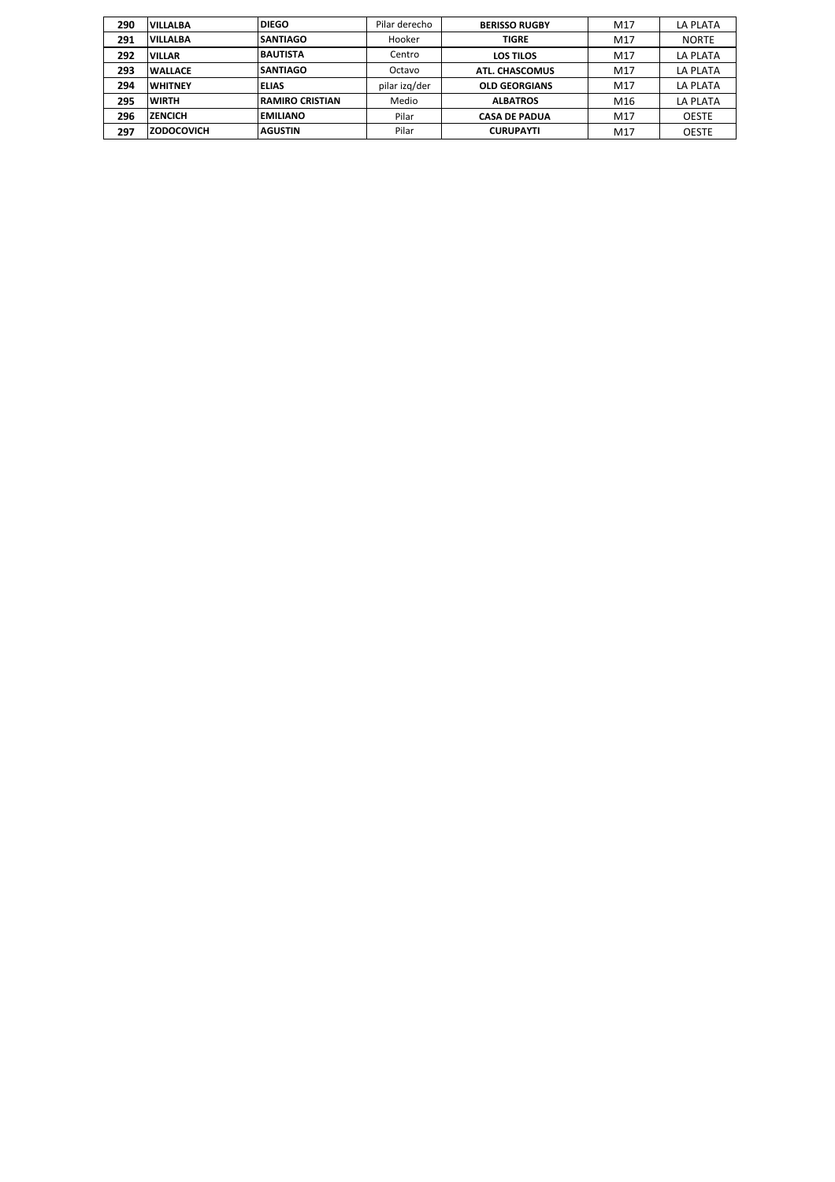| | | | | | | |
|---|---|---|---|---|---|---|
| **290** | **VILLALBA** | **DIEGO** | Pilar derecho | **BERISSO RUGBY** | M17 | LA PLATA |
| **291** | **VILLALBA** | **SANTIAGO** | Hooker | **TIGRE** | M17 | NORTE |
| **292** | **VILLAR** | **BAUTISTA** | Centro | **LOS TILOS** | M17 | LA PLATA |
| **293** | **WALLACE** | **SANTIAGO** | Octavo | **ATL. CHASCOMUS** | M17 | LA PLATA |
| **294** | **WHITNEY** | **ELIAS** | pilar izq/der | **OLD GEORGIANS** | M17 | LA PLATA |
| **295** | **WIRTH** | **RAMIRO CRISTIAN** | Medio | **ALBATROS** | M16 | LA PLATA |
| **296** | **ZENCICH** | **EMILIANO** | Pilar | **CASA DE PADUA** | M17 | OESTE |
| **297** | **ZODOCOVICH** | **AGUSTIN** | Pilar | **CURUPAYTI** | M17 | OESTE |